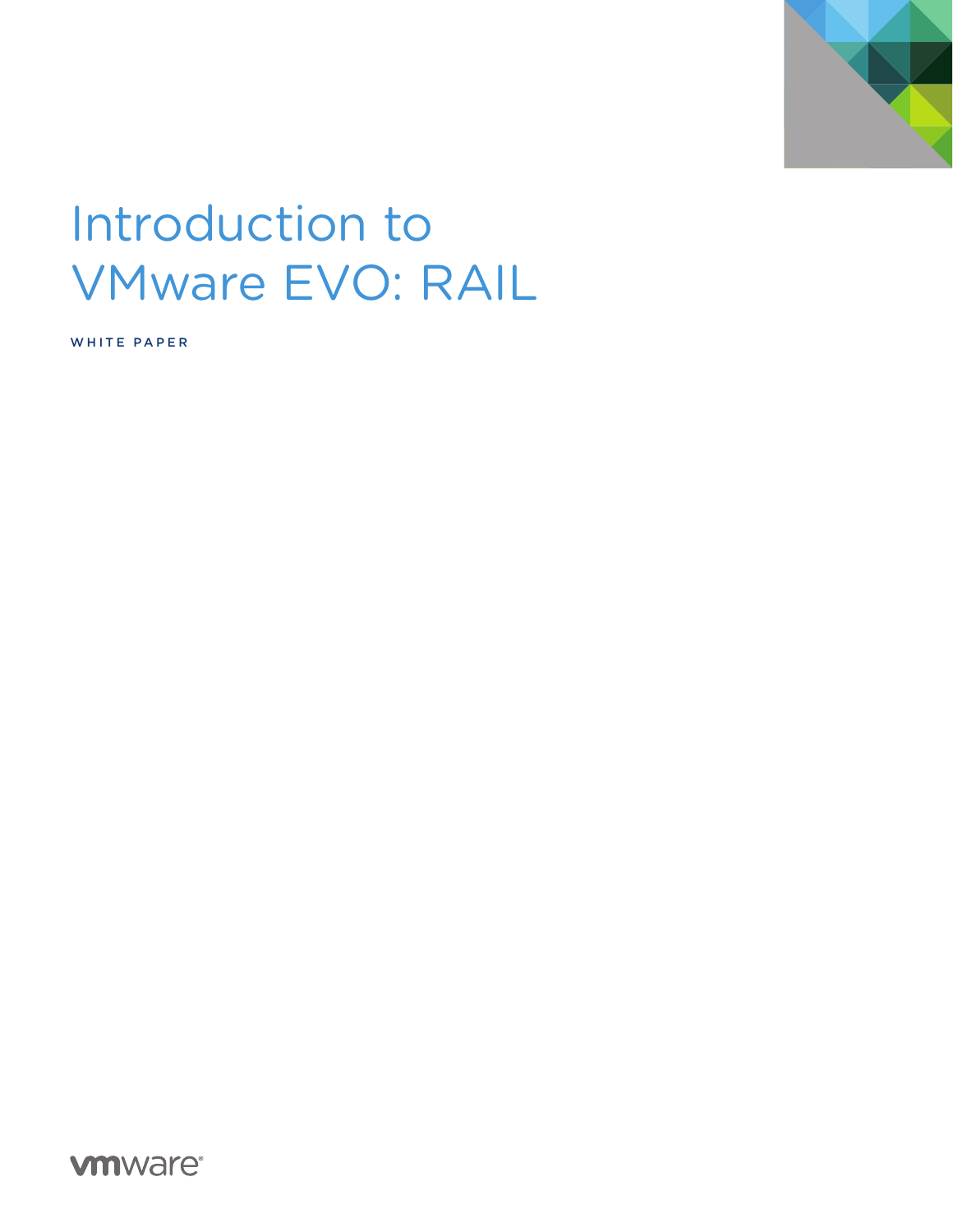# Introduction to VMware EVO: RAIL

WHITE PAPER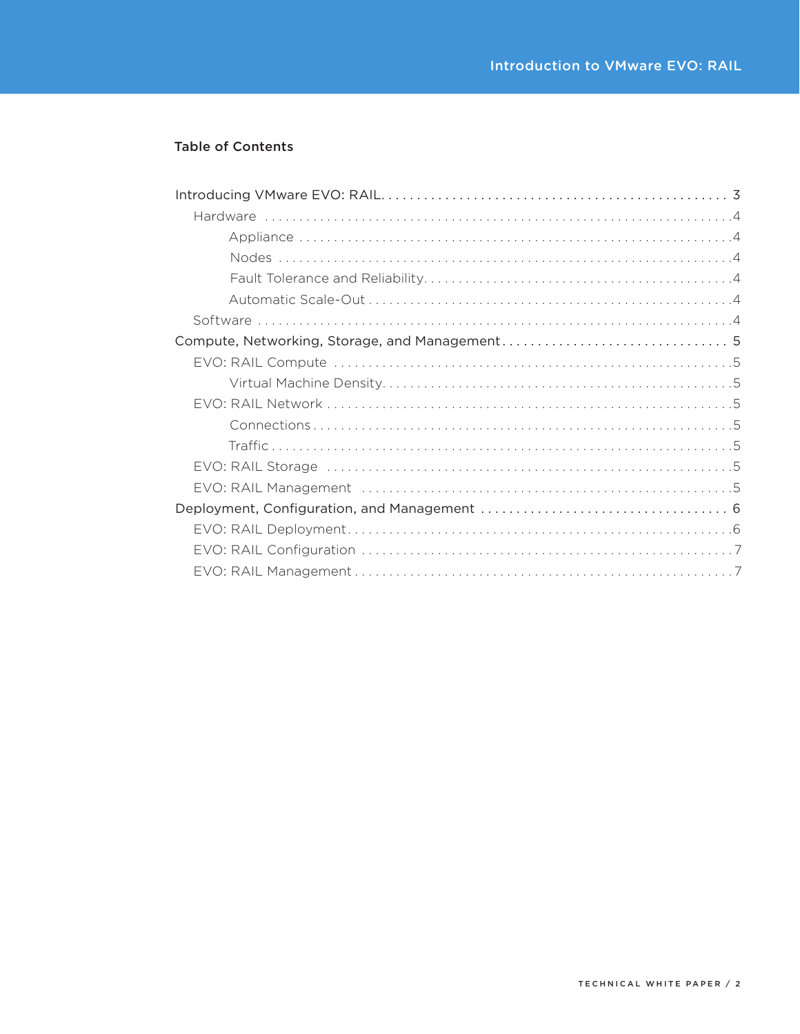## Table of Contents

- Introducing VMware EVO: RAIL . . . . . . . . . . 3
  - Hardware . . . . . . . . . . 4
    - Appliance . . . . . . . . . . 4
    - Nodes . . . . . . . . . . 4
    - Fault Tolerance and Reliability . . . . . . . . . . 4
    - Automatic Scale-Out . . . . . . . . . . 4
  - Software . . . . . . . . . . 4
- Compute, Networking, Storage, and Management . . . . . . . . . . 5
  - EVO: RAIL Compute . . . . . . . . . . 5
    - Virtual Machine Density . . . . . . . . . . 5
  - EVO: RAIL Network . . . . . . . . . . 5
    - Connections . . . . . . . . . . 5
    - Traffic . . . . . . . . . . 5
  - EVO: RAIL Storage . . . . . . . . . . 5
  - EVO: RAIL Management . . . . . . . . . . 5
- Deployment, Configuration, and Management . . . . . . . . . . 6
  - EVO: RAIL Deployment . . . . . . . . . . 6
  - EVO: RAIL Configuration . . . . . . . . . . 7
  - EVO: RAIL Management . . . . . . . . . . 7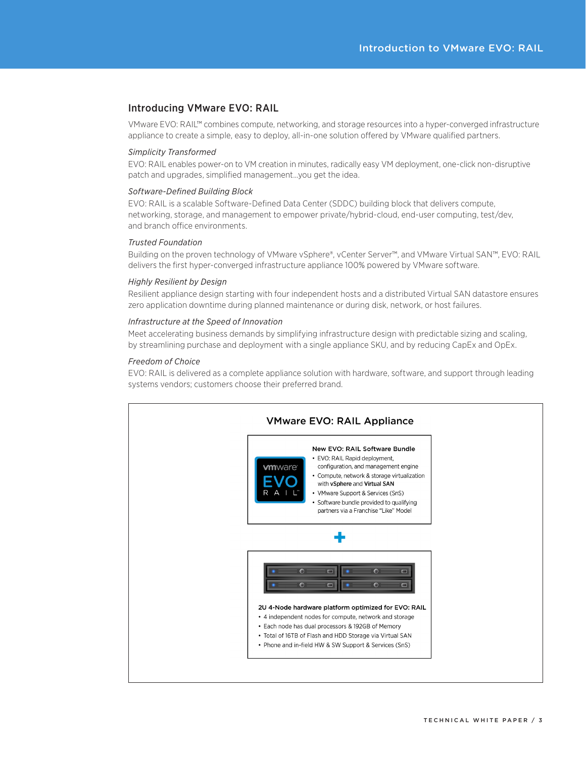## Introducing VMware EVO: RAIL

VMware EVO: RAIL™ combines compute, networking, and storage resources into a hyper-converged infrastructure appliance to create a simple, easy to deploy, all-in-one solution offered by VMware qualified partners.

*Simplicity Transformed*

EVO: RAIL enables power-on to VM creation in minutes, radically easy VM deployment, one-click non-disruptive patch and upgrades, simplified management…you get the idea.

*Software-Defined Building Block*

EVO: RAIL is a scalable Software-Defined Data Center (SDDC) building block that delivers compute, networking, storage, and management to empower private/hybrid-cloud, end-user computing, test/dev, and branch office environments.

*Trusted Foundation*

Building on the proven technology of VMware vSphere®, vCenter Server™, and VMware Virtual SAN™, EVO: RAIL delivers the first hyper-converged infrastructure appliance 100% powered by VMware software.

*Highly Resilient by Design*

Resilient appliance design starting with four independent hosts and a distributed Virtual SAN datastore ensures zero application downtime during planned maintenance or during disk, network, or host failures.

*Infrastructure at the Speed of Innovation*

Meet accelerating business demands by simplifying infrastructure design with predictable sizing and scaling, by streamlining purchase and deployment with a single appliance SKU, and by reducing CapEx and OpEx.

*Freedom of Choice*

EVO: RAIL is delivered as a complete appliance solution with hardware, software, and support through leading systems vendors; customers choose their preferred brand.

**VMware EVO: RAIL Appliance**

**New EVO: RAIL Software Bundle**

- EVO: RAIL Rapid deployment, configuration, and management engine
- Compute, network & storage virtualization with **vSphere** and **Virtual SAN**
- VMware Support & Services (SnS)
- Software bundle provided to qualifying partners via a Franchise "Like" Model

+

**2U 4-Node hardware platform optimized for EVO: RAIL**

- 4 independent nodes for compute, network and storage
- Each node has dual processors & 192GB of Memory
- Total of 16TB of Flash and HDD Storage via Virtual SAN
- Phone and in-field HW & SW Support & Services (SnS)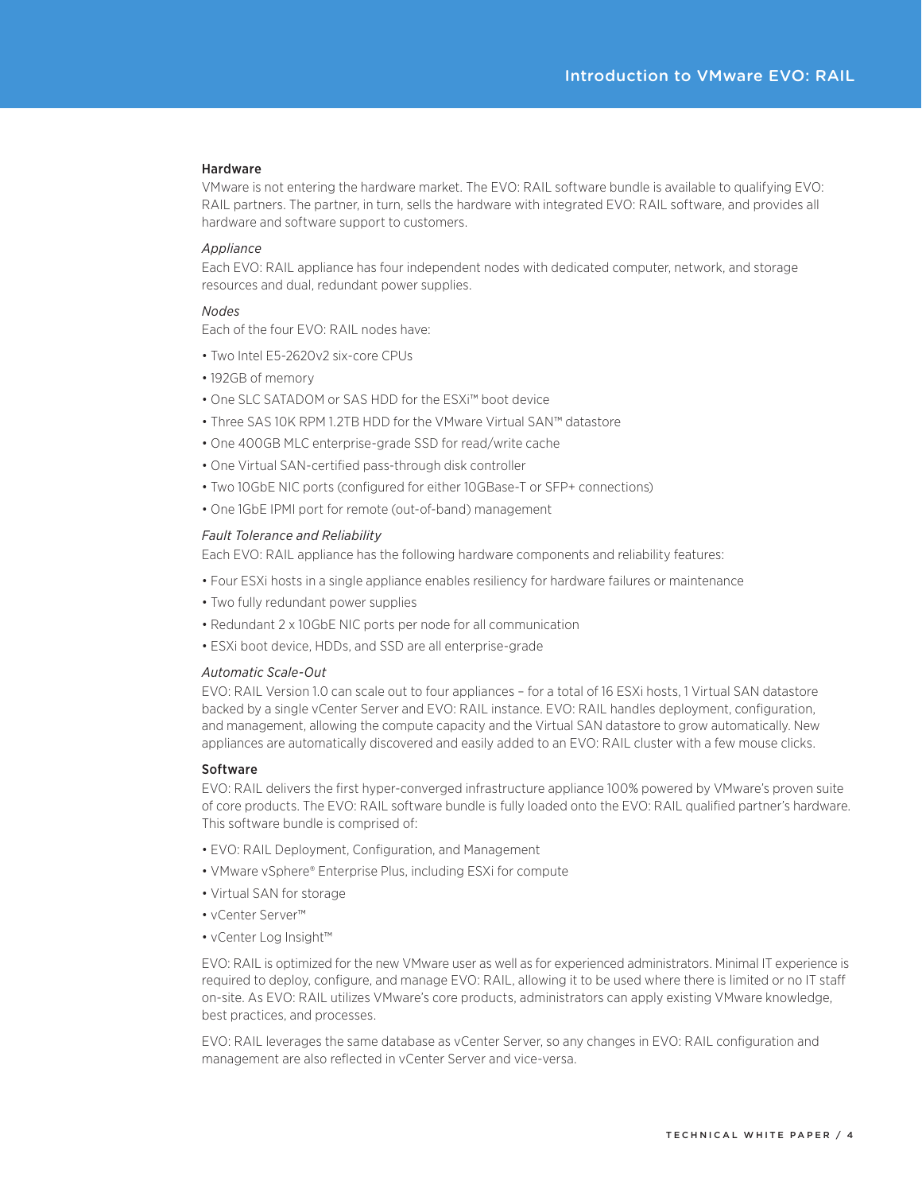## Hardware

VMware is not entering the hardware market. The EVO: RAIL software bundle is available to qualifying EVO: RAIL partners. The partner, in turn, sells the hardware with integrated EVO: RAIL software, and provides all hardware and software support to customers.

### *Appliance*

Each EVO: RAIL appliance has four independent nodes with dedicated computer, network, and storage resources and dual, redundant power supplies.

### *Nodes*

Each of the four EVO: RAIL nodes have:

- Two Intel E5-2620v2 six-core CPUs
- 192GB of memory
- One SLC SATADOM or SAS HDD for the ESXi™ boot device
- Three SAS 10K RPM 1.2TB HDD for the VMware Virtual SAN™ datastore
- One 400GB MLC enterprise-grade SSD for read/write cache
- One Virtual SAN-certified pass-through disk controller
- Two 10GbE NIC ports (configured for either 10GBase-T or SFP+ connections)
- One 1GbE IPMI port for remote (out-of-band) management

### *Fault Tolerance and Reliability*

Each EVO: RAIL appliance has the following hardware components and reliability features:

- Four ESXi hosts in a single appliance enables resiliency for hardware failures or maintenance
- Two fully redundant power supplies
- Redundant 2 x 10GbE NIC ports per node for all communication
- ESXi boot device, HDDs, and SSD are all enterprise-grade

### *Automatic Scale-Out*

EVO: RAIL Version 1.0 can scale out to four appliances – for a total of 16 ESXi hosts, 1 Virtual SAN datastore backed by a single vCenter Server and EVO: RAIL instance. EVO: RAIL handles deployment, configuration, and management, allowing the compute capacity and the Virtual SAN datastore to grow automatically. New appliances are automatically discovered and easily added to an EVO: RAIL cluster with a few mouse clicks.

## Software

EVO: RAIL delivers the first hyper-converged infrastructure appliance 100% powered by VMware's proven suite of core products. The EVO: RAIL software bundle is fully loaded onto the EVO: RAIL qualified partner's hardware. This software bundle is comprised of:

- EVO: RAIL Deployment, Configuration, and Management
- VMware vSphere® Enterprise Plus, including ESXi for compute
- Virtual SAN for storage
- vCenter Server™
- vCenter Log Insight™

EVO: RAIL is optimized for the new VMware user as well as for experienced administrators. Minimal IT experience is required to deploy, configure, and manage EVO: RAIL, allowing it to be used where there is limited or no IT staff on-site. As EVO: RAIL utilizes VMware's core products, administrators can apply existing VMware knowledge, best practices, and processes.

EVO: RAIL leverages the same database as vCenter Server, so any changes in EVO: RAIL configuration and management are also reflected in vCenter Server and vice-versa.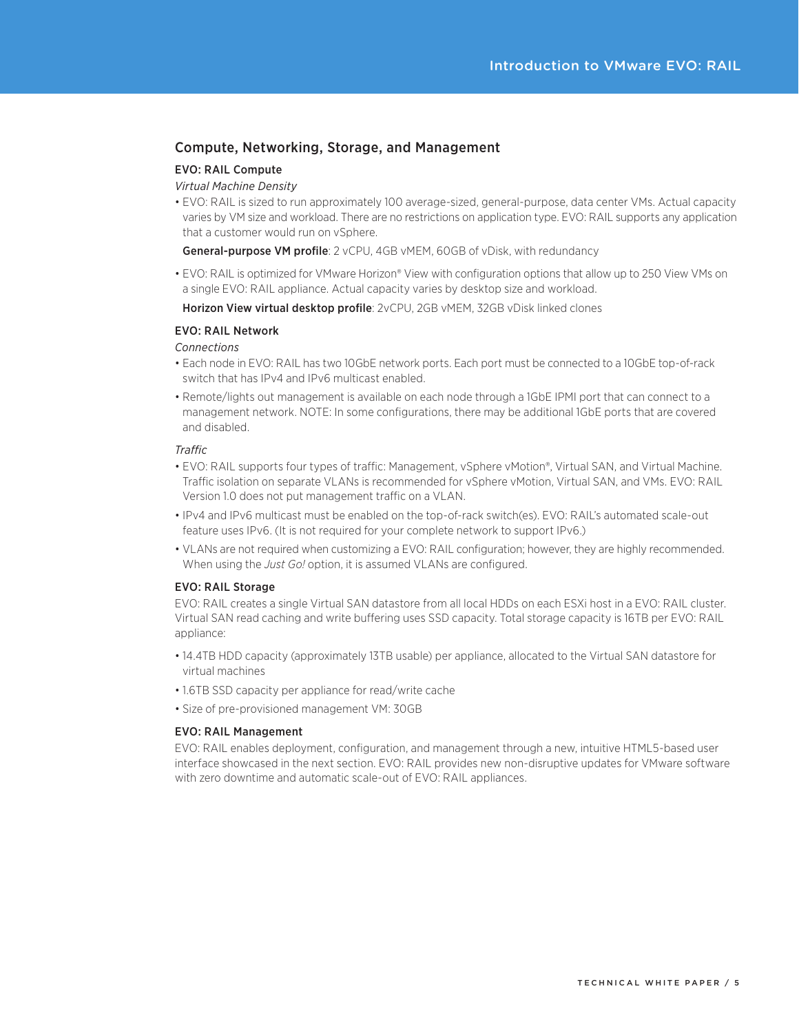## Compute, Networking, Storage, and Management

### EVO: RAIL Compute

*Virtual Machine Density*

- EVO: RAIL is sized to run approximately 100 average-sized, general-purpose, data center VMs. Actual capacity varies by VM size and workload. There are no restrictions on application type. EVO: RAIL supports any application that a customer would run on vSphere.

  **General-purpose VM profile**: 2 vCPU, 4GB vMEM, 60GB of vDisk, with redundancy

- EVO: RAIL is optimized for VMware Horizon® View with configuration options that allow up to 250 View VMs on a single EVO: RAIL appliance. Actual capacity varies by desktop size and workload.

  **Horizon View virtual desktop profile**: 2vCPU, 2GB vMEM, 32GB vDisk linked clones

### EVO: RAIL Network

*Connections*

- Each node in EVO: RAIL has two 10GbE network ports. Each port must be connected to a 10GbE top-of-rack switch that has IPv4 and IPv6 multicast enabled.
- Remote/lights out management is available on each node through a 1GbE IPMI port that can connect to a management network. NOTE: In some configurations, there may be additional 1GbE ports that are covered and disabled.

*Traffic*

- EVO: RAIL supports four types of traffic: Management, vSphere vMotion®, Virtual SAN, and Virtual Machine. Traffic isolation on separate VLANs is recommended for vSphere vMotion, Virtual SAN, and VMs. EVO: RAIL Version 1.0 does not put management traffic on a VLAN.
- IPv4 and IPv6 multicast must be enabled on the top-of-rack switch(es). EVO: RAIL's automated scale-out feature uses IPv6. (It is not required for your complete network to support IPv6.)
- VLANs are not required when customizing a EVO: RAIL configuration; however, they are highly recommended. When using the *Just Go!* option, it is assumed VLANs are configured.

### EVO: RAIL Storage

EVO: RAIL creates a single Virtual SAN datastore from all local HDDs on each ESXi host in a EVO: RAIL cluster. Virtual SAN read caching and write buffering uses SSD capacity. Total storage capacity is 16TB per EVO: RAIL appliance:

- 14.4TB HDD capacity (approximately 13TB usable) per appliance, allocated to the Virtual SAN datastore for virtual machines
- 1.6TB SSD capacity per appliance for read/write cache
- Size of pre-provisioned management VM: 30GB

### EVO: RAIL Management

EVO: RAIL enables deployment, configuration, and management through a new, intuitive HTML5-based user interface showcased in the next section. EVO: RAIL provides new non-disruptive updates for VMware software with zero downtime and automatic scale-out of EVO: RAIL appliances.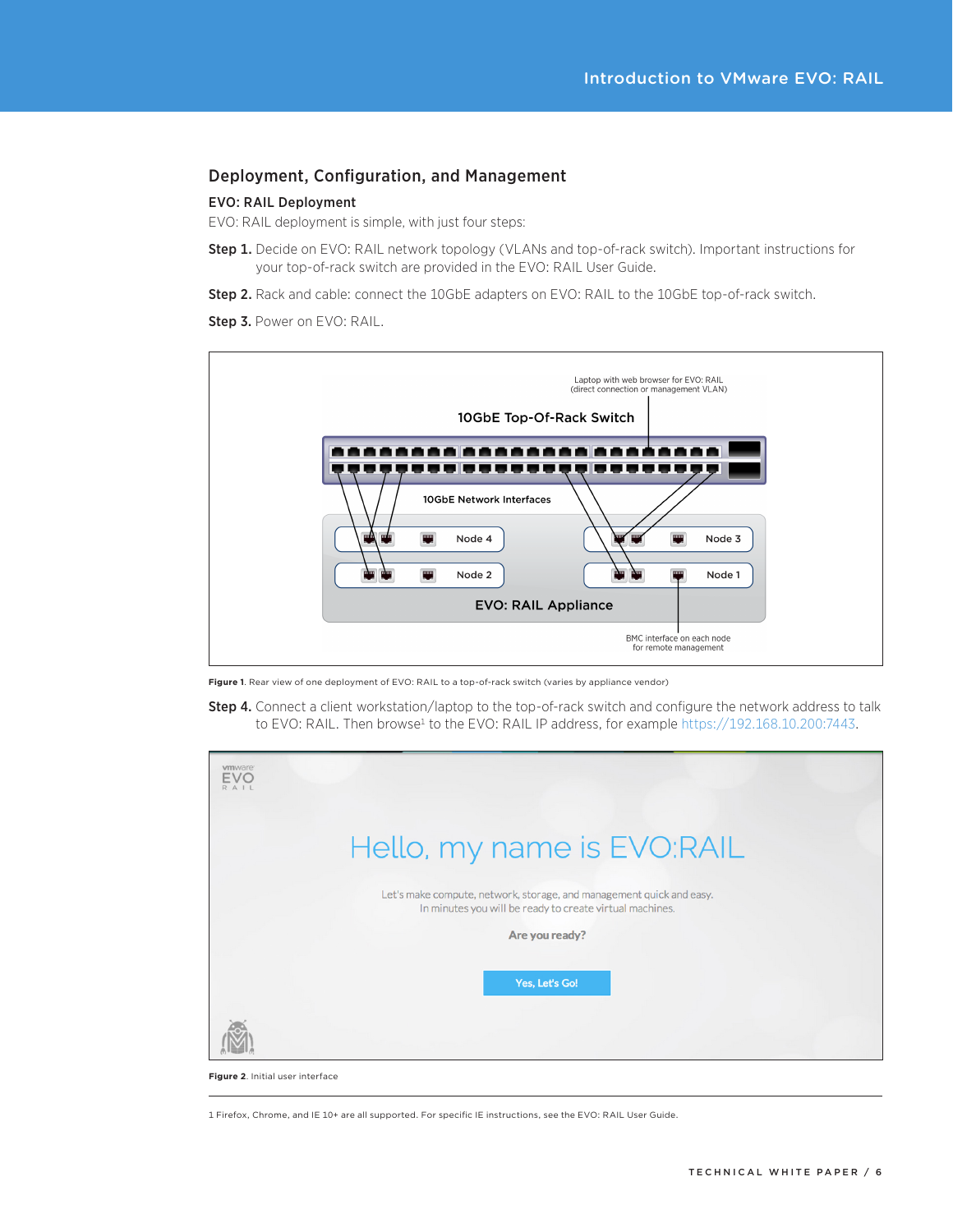## Deployment, Configuration, and Management

### EVO: RAIL Deployment

EVO: RAIL deployment is simple, with just four steps:

**Step 1.** Decide on EVO: RAIL network topology (VLANs and top-of-rack switch). Important instructions for your top-of-rack switch are provided in the EVO: RAIL User Guide.

**Step 2.** Rack and cable: connect the 10GbE adapters on EVO: RAIL to the 10GbE top-of-rack switch.

**Step 3.** Power on EVO: RAIL.

**Figure 1**. Rear view of one deployment of EVO: RAIL to a top-of-rack switch (varies by appliance vendor)

**Step 4.** Connect a client workstation/laptop to the top-of-rack switch and configure the network address to talk to EVO: RAIL. Then browse[1] to the EVO: RAIL IP address, for example https://192.168.10.200:7443.

**Figure 2**. Initial user interface

1 Firefox, Chrome, and IE 10+ are all supported. For specific IE instructions, see the EVO: RAIL User Guide.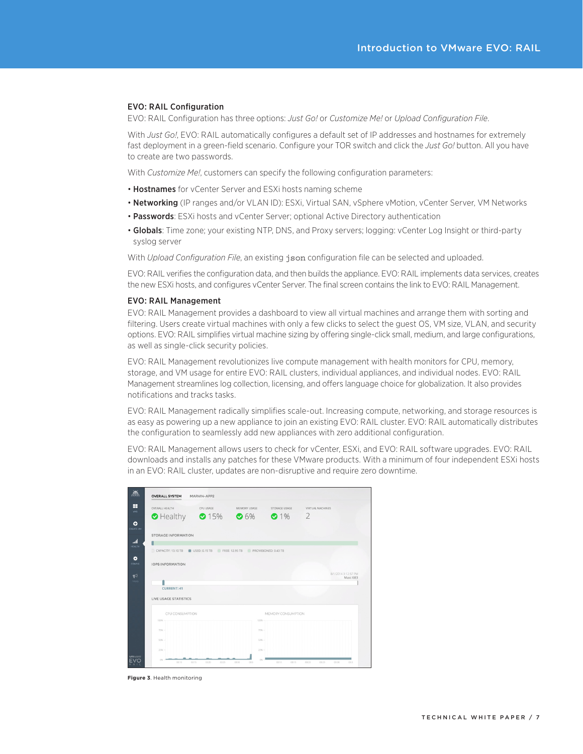### EVO: RAIL Configuration

EVO: RAIL Configuration has three options: *Just Go!* or *Customize Me!* or *Upload Configuration File*.

With *Just Go!*, EVO: RAIL automatically configures a default set of IP addresses and hostnames for extremely fast deployment in a green-field scenario. Configure your TOR switch and click the *Just Go!* button. All you have to create are two passwords.

With *Customize Me!*, customers can specify the following configuration parameters:

- **Hostnames** for vCenter Server and ESXi hosts naming scheme
- **Networking** (IP ranges and/or VLAN ID): ESXi, Virtual SAN, vSphere vMotion, vCenter Server, VM Networks
- **Passwords**: ESXi hosts and vCenter Server; optional Active Directory authentication
- **Globals**: Time zone; your existing NTP, DNS, and Proxy servers; logging: vCenter Log Insight or third-party syslog server

With *Upload Configuration File*, an existing `json` configuration file can be selected and uploaded.

EVO: RAIL verifies the configuration data, and then builds the appliance. EVO: RAIL implements data services, creates the new ESXi hosts, and configures vCenter Server. The final screen contains the link to EVO: RAIL Management.

### EVO: RAIL Management

EVO: RAIL Management provides a dashboard to view all virtual machines and arrange them with sorting and filtering. Users create virtual machines with only a few clicks to select the guest OS, VM size, VLAN, and security options. EVO: RAIL simplifies virtual machine sizing by offering single-click small, medium, and large configurations, as well as single-click security policies.

EVO: RAIL Management revolutionizes live compute management with health monitors for CPU, memory, storage, and VM usage for entire EVO: RAIL clusters, individual appliances, and individual nodes. EVO: RAIL Management streamlines log collection, licensing, and offers language choice for globalization. It also provides notifications and tracks tasks.

EVO: RAIL Management radically simplifies scale-out. Increasing compute, networking, and storage resources is as easy as powering up a new appliance to join an existing EVO: RAIL cluster. EVO: RAIL automatically distributes the configuration to seamlessly add new appliances with zero additional configuration.

EVO: RAIL Management allows users to check for vCenter, ESXi, and EVO: RAIL software upgrades. EVO: RAIL downloads and installs any patches for these VMware products. With a minimum of four independent ESXi hosts in an EVO: RAIL cluster, updates are non-disruptive and require zero downtime.

**Figure 3**. Health monitoring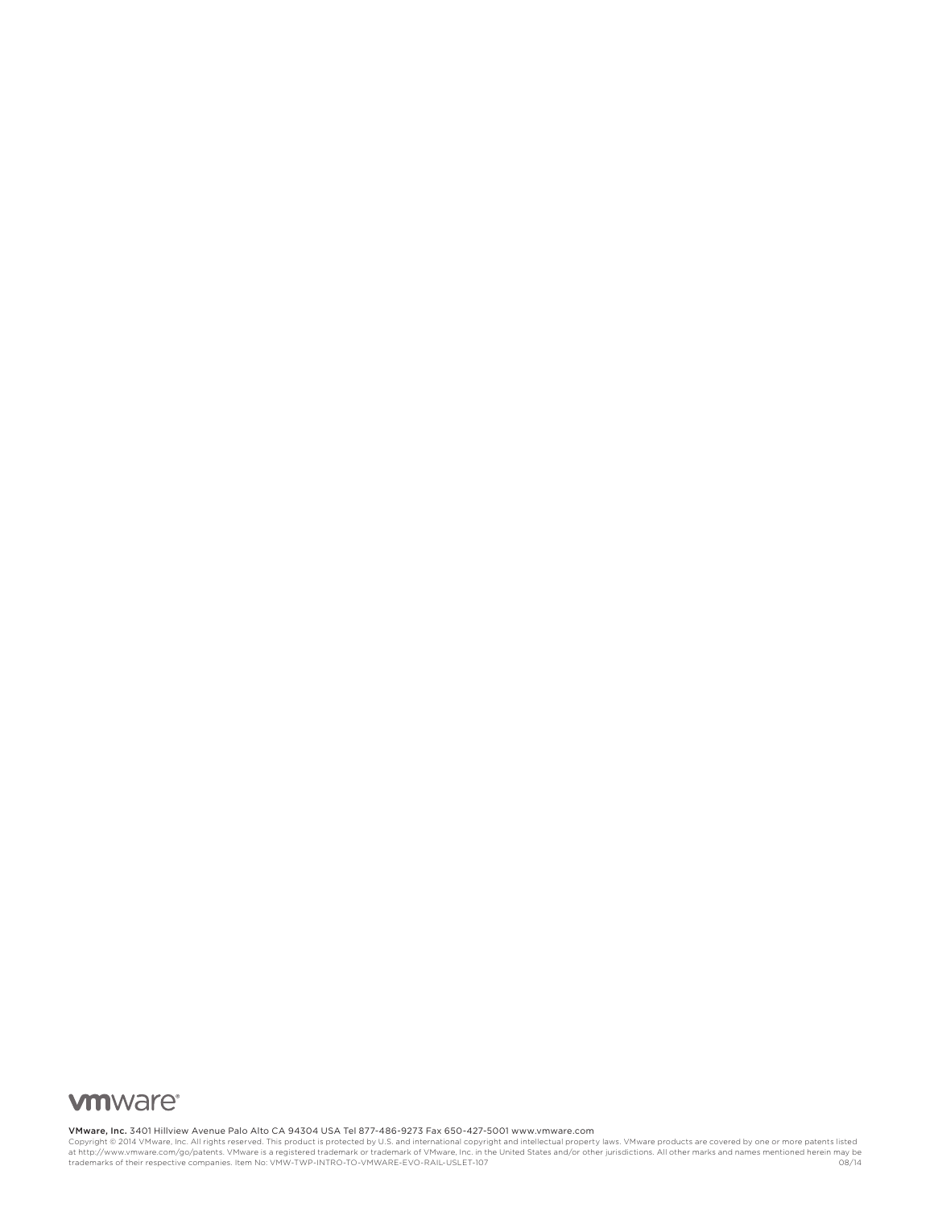vmware®

**VMware, Inc.** 3401 Hillview Avenue Palo Alto CA 94304 USA Tel 877-486-9273 Fax 650-427-5001 www.vmware.com
Copyright © 2014 VMware, Inc. All rights reserved. This product is protected by U.S. and international copyright and intellectual property laws. VMware products are covered by one or more patents listed at http://www.vmware.com/go/patents. VMware is a registered trademark or trademark of VMware, Inc. in the United States and/or other jurisdictions. All other marks and names mentioned herein may be trademarks of their respective companies. Item No: VMW-TWP-INTRO-TO-VMWARE-EVO-RAIL-USLET-107 08/14